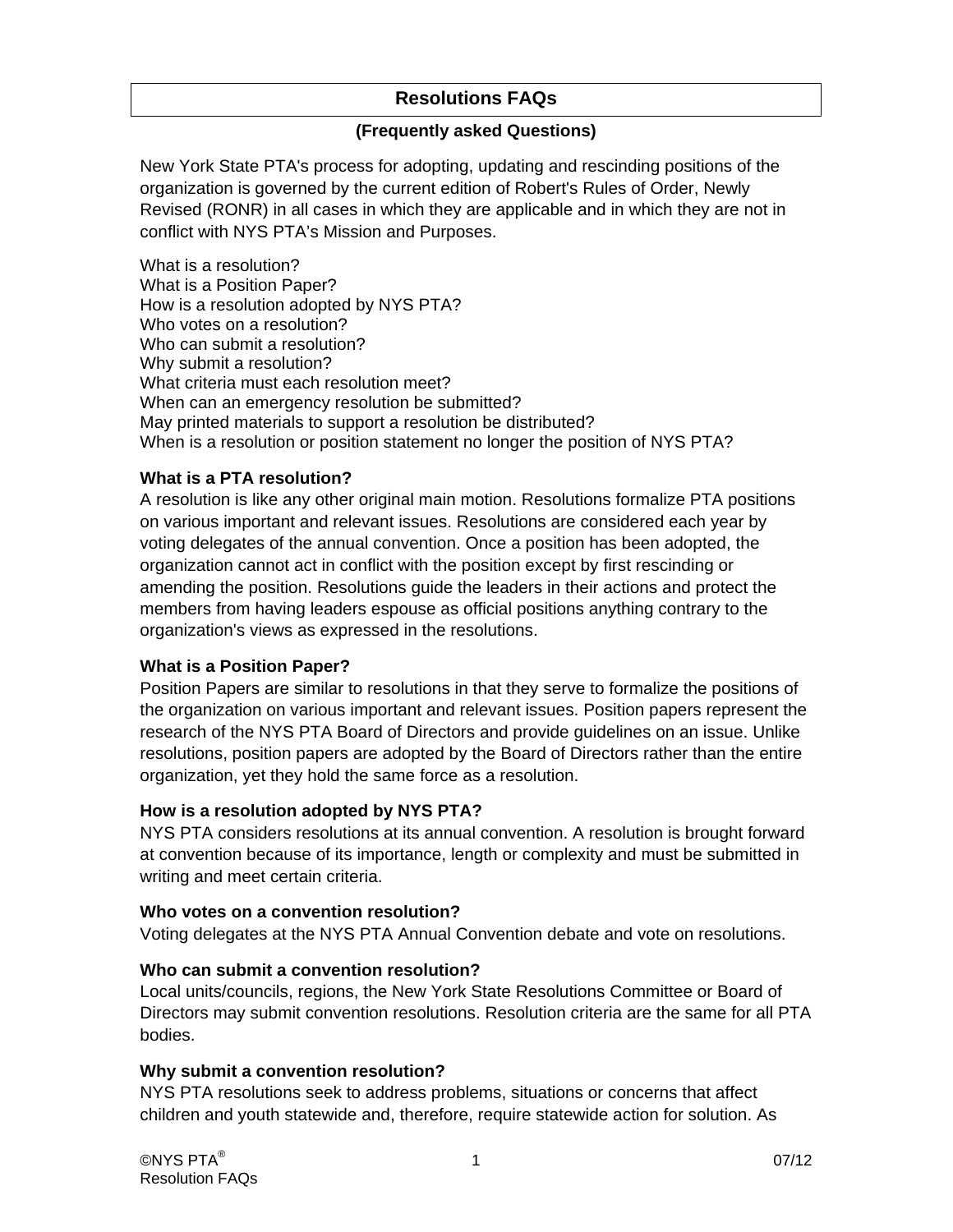# Resolutions FAQs

**(Frequently asked Questions)**

New York State PTA's process for adopting, updating and rescinding positions of the organization is governed by the current edition of Robert's Rules of Order, Newly Revised (RONR) in all cases in which they are applicable and in which they are not in conflict with NYS PTA's Mission and Purposes.

What is a resolution?
What is a Position Paper?
How is a resolution adopted by NYS PTA?
Who votes on a resolution?
Who can submit a resolution?
Why submit a resolution?
What criteria must each resolution meet?
When can an emergency resolution be submitted?
May printed materials to support a resolution be distributed?
When is a resolution or position statement no longer the position of NYS PTA?

### What is a PTA resolution?

A resolution is like any other original main motion. Resolutions formalize PTA positions on various important and relevant issues. Resolutions are considered each year by voting delegates of the annual convention. Once a position has been adopted, the organization cannot act in conflict with the position except by first rescinding or amending the position. Resolutions guide the leaders in their actions and protect the members from having leaders espouse as official positions anything contrary to the organization's views as expressed in the resolutions.

### What is a Position Paper?

Position Papers are similar to resolutions in that they serve to formalize the positions of the organization on various important and relevant issues. Position papers represent the research of the NYS PTA Board of Directors and provide guidelines on an issue. Unlike resolutions, position papers are adopted by the Board of Directors rather than the entire organization, yet they hold the same force as a resolution.

### How is a resolution adopted by NYS PTA?

NYS PTA considers resolutions at its annual convention. A resolution is brought forward at convention because of its importance, length or complexity and must be submitted in writing and meet certain criteria.

### Who votes on a convention resolution?

Voting delegates at the NYS PTA Annual Convention debate and vote on resolutions.

### Who can submit a convention resolution?

Local units/councils, regions, the New York State Resolutions Committee or Board of Directors may submit convention resolutions. Resolution criteria are the same for all PTA bodies.

### Why submit a convention resolution?

NYS PTA resolutions seek to address problems, situations or concerns that affect children and youth statewide and, therefore, require statewide action for solution. As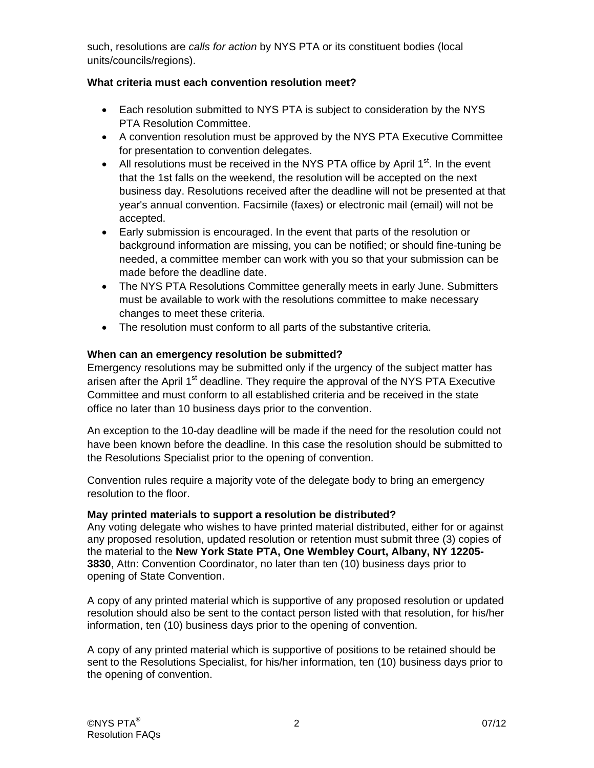such, resolutions are *calls for action* by NYS PTA or its constituent bodies (local units/councils/regions).

**What criteria must each convention resolution meet?**

- Each resolution submitted to NYS PTA is subject to consideration by the NYS PTA Resolution Committee.
- A convention resolution must be approved by the NYS PTA Executive Committee for presentation to convention delegates.
- All resolutions must be received in the NYS PTA office by April 1st. In the event that the 1st falls on the weekend, the resolution will be accepted on the next business day. Resolutions received after the deadline will not be presented at that year's annual convention. Facsimile (faxes) or electronic mail (email) will not be accepted.
- Early submission is encouraged. In the event that parts of the resolution or background information are missing, you can be notified; or should fine-tuning be needed, a committee member can work with you so that your submission can be made before the deadline date.
- The NYS PTA Resolutions Committee generally meets in early June. Submitters must be available to work with the resolutions committee to make necessary changes to meet these criteria.
- The resolution must conform to all parts of the substantive criteria.

**When can an emergency resolution be submitted?**

Emergency resolutions may be submitted only if the urgency of the subject matter has arisen after the April 1st deadline. They require the approval of the NYS PTA Executive Committee and must conform to all established criteria and be received in the state office no later than 10 business days prior to the convention.

An exception to the 10-day deadline will be made if the need for the resolution could not have been known before the deadline. In this case the resolution should be submitted to the Resolutions Specialist prior to the opening of convention.

Convention rules require a majority vote of the delegate body to bring an emergency resolution to the floor.

**May printed materials to support a resolution be distributed?**

Any voting delegate who wishes to have printed material distributed, either for or against any proposed resolution, updated resolution or retention must submit three (3) copies of the material to the **New York State PTA, One Wembley Court, Albany, NY 12205-3830**, Attn: Convention Coordinator, no later than ten (10) business days prior to opening of State Convention.

A copy of any printed material which is supportive of any proposed resolution or updated resolution should also be sent to the contact person listed with that resolution, for his/her information, ten (10) business days prior to the opening of convention.

A copy of any printed material which is supportive of positions to be retained should be sent to the Resolutions Specialist, for his/her information, ten (10) business days prior to the opening of convention.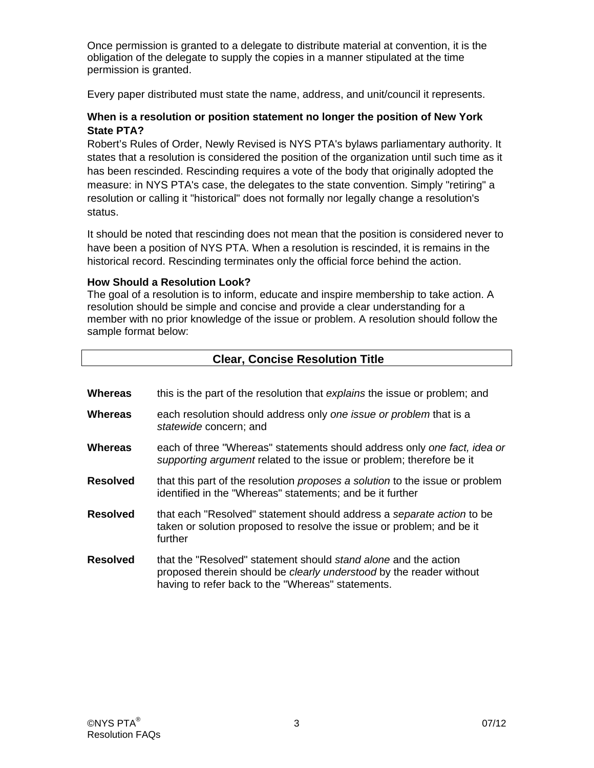Once permission is granted to a delegate to distribute material at convention, it is the obligation of the delegate to supply the copies in a manner stipulated at the time permission is granted.

Every paper distributed must state the name, address, and unit/council it represents.

**When is a resolution or position statement no longer the position of New York State PTA?**

Robert's Rules of Order, Newly Revised is NYS PTA's bylaws parliamentary authority. It states that a resolution is considered the position of the organization until such time as it has been rescinded. Rescinding requires a vote of the body that originally adopted the measure: in NYS PTA's case, the delegates to the state convention. Simply "retiring" a resolution or calling it "historical" does not formally nor legally change a resolution's status.

It should be noted that rescinding does not mean that the position is considered never to have been a position of NYS PTA. When a resolution is rescinded, it is remains in the historical record. Rescinding terminates only the official force behind the action.

**How Should a Resolution Look?**

The goal of a resolution is to inform, educate and inspire membership to take action. A resolution should be simple and concise and provide a clear understanding for a member with no prior knowledge of the issue or problem. A resolution should follow the sample format below:

**Clear, Concise Resolution Title**

| | |
|---|---|
| **Whereas** | this is the part of the resolution that *explains* the issue or problem; and |
| **Whereas** | each resolution should address only *one issue or problem* that is a *statewide* concern; and |
| **Whereas** | each of three "Whereas" statements should address only *one fact, idea or supporting argument* related to the issue or problem; therefore be it |
| **Resolved** | that this part of the resolution *proposes a solution* to the issue or problem identified in the "Whereas" statements; and be it further |
| **Resolved** | that each "Resolved" statement should address a *separate action* to be taken or solution proposed to resolve the issue or problem; and be it further |
| **Resolved** | that the "Resolved" statement should *stand alone* and the action proposed therein should be *clearly understood* by the reader without having to refer back to the "Whereas" statements. |